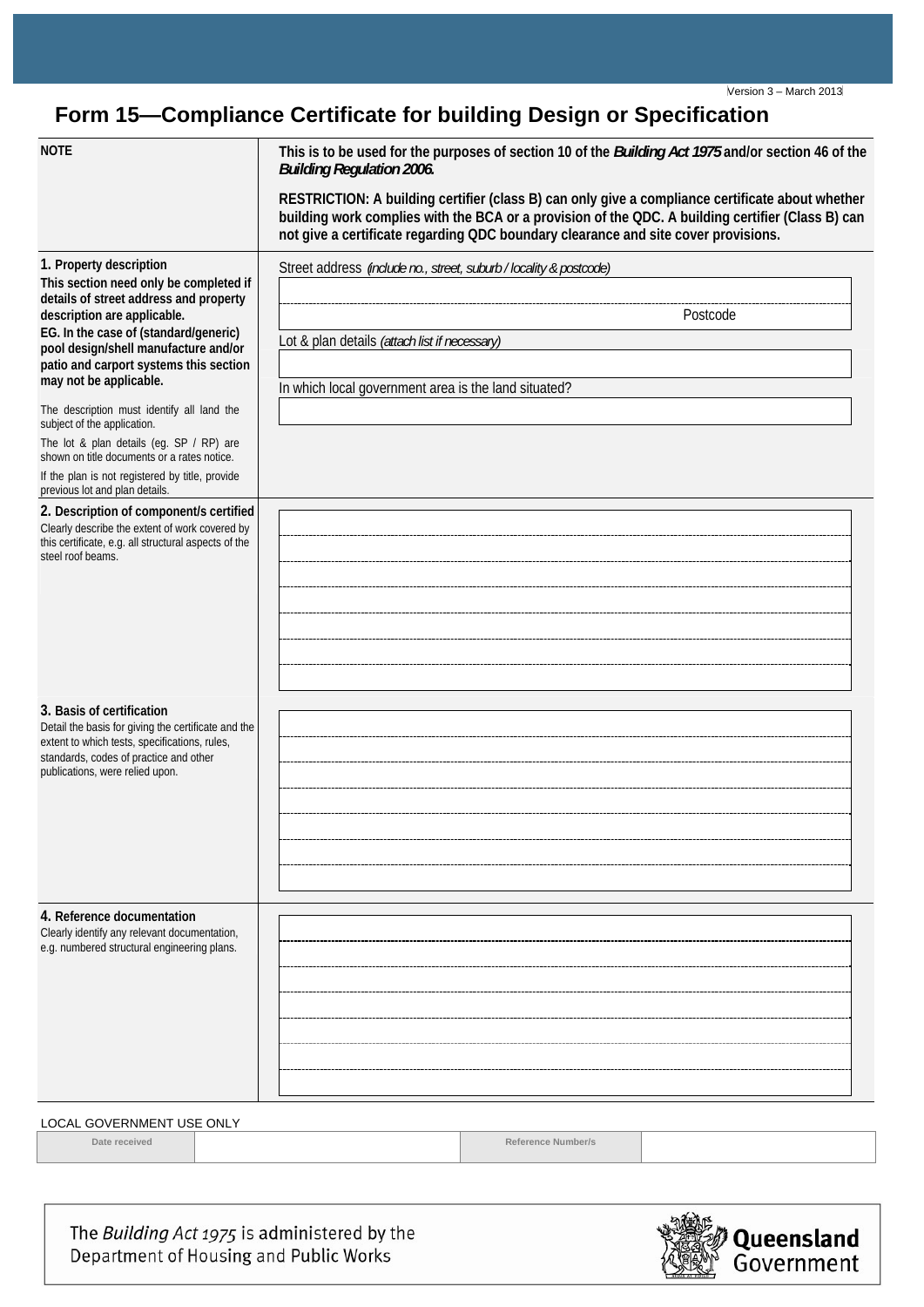Version 3 – March 2013

# Form 15—Compliance Certificate for building Design or Specification

| | |
|---|---|
| **NOTE** | **This is to be used for the purposes of section 10 of the *Building Act 1975* and/or section 46 of the *Building Regulation 2006*.**<br><br>**RESTRICTION: A building certifier (class B) can only give a compliance certificate about whether building work complies with the BCA or a provision of the QDC. A building certifier (Class B) can not give a certificate regarding QDC boundary clearance and site cover provisions.** |
| **1. Property description**<br>**This section need only be completed if details of street address and property description are applicable.**<br>**EG. In the case of (standard/generic) pool design/shell manufacture and/or patio and carport systems this section may not be applicable.**<br><br>The description must identify all land the subject of the application.<br>The lot & plan details (eg. SP / RP) are shown on title documents or a rates notice.<br>If the plan is not registered by title, provide previous lot and plan details. | Street address *(include no., street, suburb / locality & postcode)*<br><br>Postcode<br><br>Lot & plan details *(attach list if necessary)*<br><br>In which local government area is the land situated? |
| **2. Description of component/s certified**<br>Clearly describe the extent of work covered by this certificate, e.g. all structural aspects of the steel roof beams. | |
| **3. Basis of certification**<br>Detail the basis for giving the certificate and the extent to which tests, specifications, rules, standards, codes of practice and other publications, were relied upon. | |
| **4. Reference documentation**<br>Clearly identify any relevant documentation, e.g. numbered structural engineering plans. | |

LOCAL GOVERNMENT USE ONLY

| Date received | | Reference Number/s | |
|---|---|---|---|

The *Building Act 1975* is administered by the Department of Housing and Public Works

Queensland Government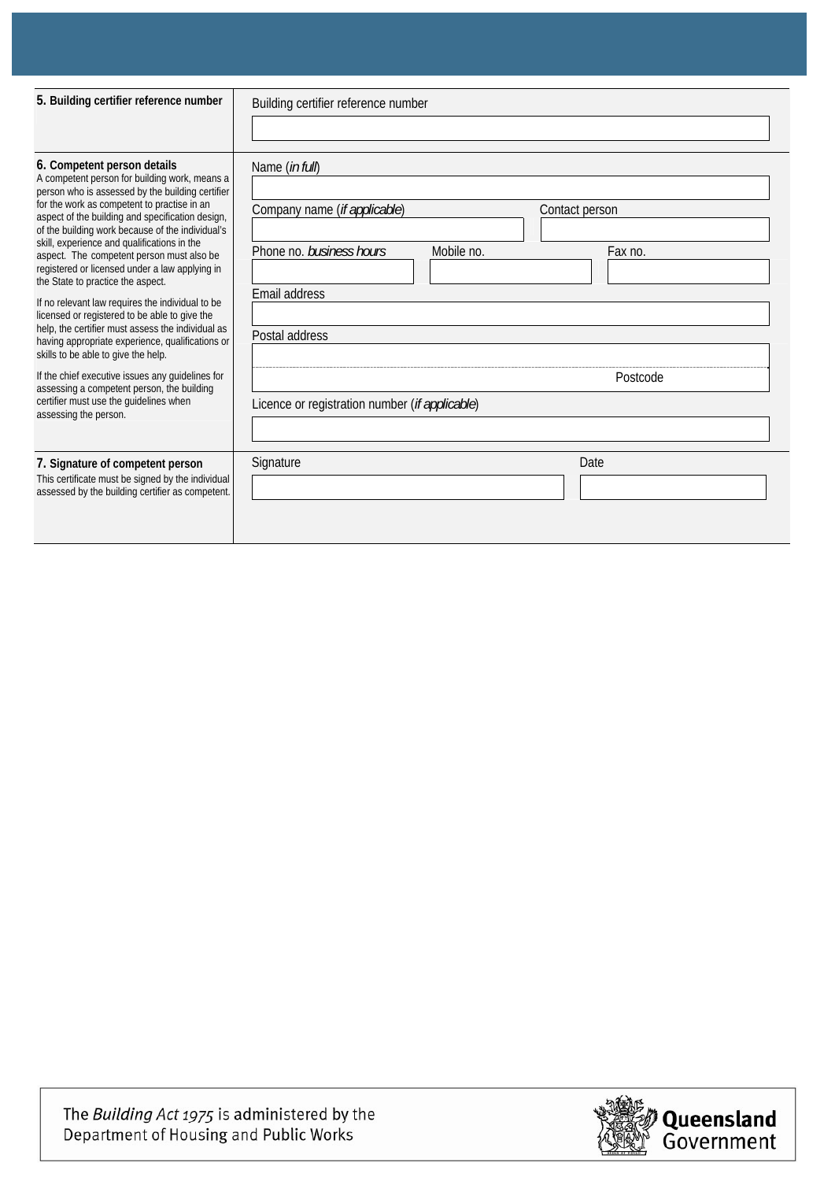| | |
|---|---|
| **5. Building certifier reference number** | Building certifier reference number |
| **6. Competent person details**<br>A competent person for building work, means a person who is assessed by the building certifier for the work as competent to practise in an aspect of the building and specification design, of the building work because of the individual's skill, experience and qualifications in the aspect. The competent person must also be registered or licensed under a law applying in the State to practice the aspect.<br><br>If no relevant law requires the individual to be licensed or registered to be able to give the help, the certifier must assess the individual as having appropriate experience, qualifications or skills to be able to give the help.<br><br>If the chief executive issues any guidelines for assessing a competent person, the building certifier must use the guidelines when assessing the person. | Name (*in full*)<br><br>Company name (*if applicable*) Contact person<br><br>Phone no. *business hours* Mobile no. Fax no.<br><br>Email address<br><br>Postal address<br><br>Postcode<br><br>Licence or registration number (*if applicable*) |
| **7. Signature of competent person**<br>This certificate must be signed by the individual assessed by the building certifier as competent. | Signature Date |

The *Building Act 1975* is administered by the Department of Housing and Public Works

Queensland Government